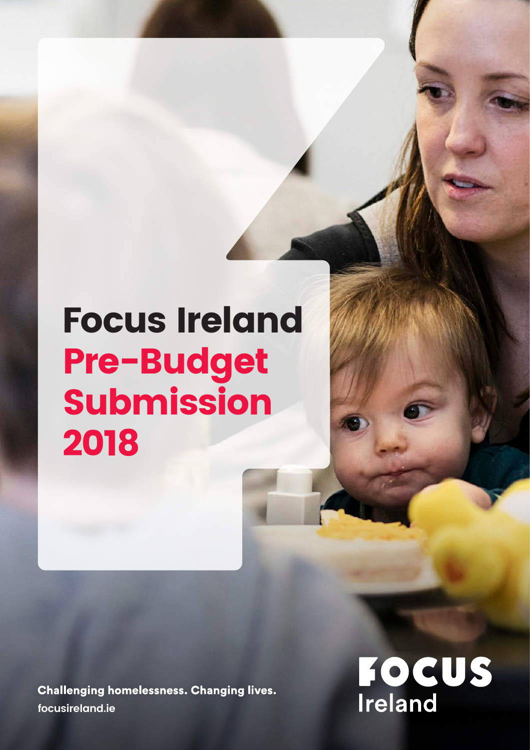# Focus Ireland Pre-Budget Submission 2018

Challenging homelessness. Changing lives.
focusireland.ie

FOCUS Ireland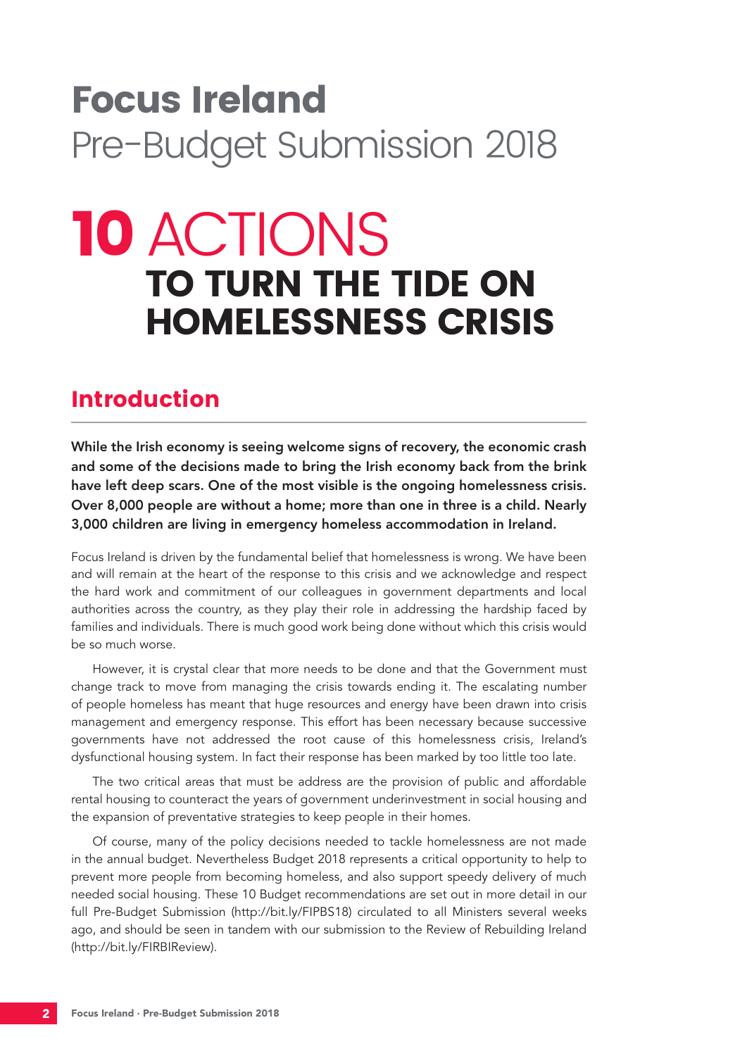# Focus Ireland

Pre-Budget Submission 2018

# 10 ACTIONS TO TURN THE TIDE ON HOMELESSNESS CRISIS

## Introduction

**While the Irish economy is seeing welcome signs of recovery, the economic crash and some of the decisions made to bring the Irish economy back from the brink have left deep scars. One of the most visible is the ongoing homelessness crisis. Over 8,000 people are without a home; more than one in three is a child. Nearly 3,000 children are living in emergency homeless accommodation in Ireland.**

Focus Ireland is driven by the fundamental belief that homelessness is wrong. We have been and will remain at the heart of the response to this crisis and we acknowledge and respect the hard work and commitment of our colleagues in government departments and local authorities across the country, as they play their role in addressing the hardship faced by families and individuals. There is much good work being done without which this crisis would be so much worse.

However, it is crystal clear that more needs to be done and that the Government must change track to move from managing the crisis towards ending it. The escalating number of people homeless has meant that huge resources and energy have been drawn into crisis management and emergency response. This effort has been necessary because successive governments have not addressed the root cause of this homelessness crisis, Ireland's dysfunctional housing system. In fact their response has been marked by too little too late.

The two critical areas that must be address are the provision of public and affordable rental housing to counteract the years of government underinvestment in social housing and the expansion of preventative strategies to keep people in their homes.

Of course, many of the policy decisions needed to tackle homelessness are not made in the annual budget. Nevertheless Budget 2018 represents a critical opportunity to help to prevent more people from becoming homeless, and also support speedy delivery of much needed social housing. These 10 Budget recommendations are set out in more detail in our full Pre-Budget Submission (http://bit.ly/FIPBS18) circulated to all Ministers several weeks ago, and should be seen in tandem with our submission to the Review of Rebuilding Ireland (http://bit.ly/FIRBIReview).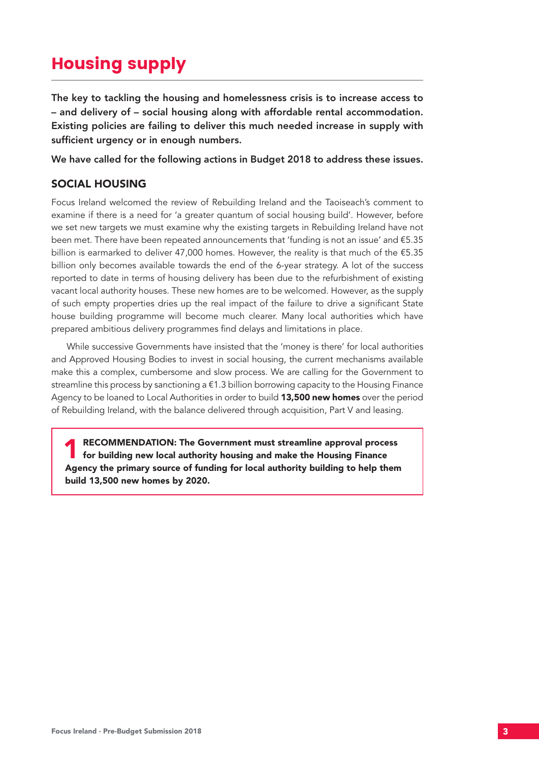# Housing supply

**The key to tackling the housing and homelessness crisis is to increase access to – and delivery of – social housing along with affordable rental accommodation. Existing policies are failing to deliver this much needed increase in supply with sufficient urgency or in enough numbers.**

**We have called for the following actions in Budget 2018 to address these issues.**

## SOCIAL HOUSING

Focus Ireland welcomed the review of Rebuilding Ireland and the Taoiseach's comment to examine if there is a need for 'a greater quantum of social housing build'. However, before we set new targets we must examine why the existing targets in Rebuilding Ireland have not been met. There have been repeated announcements that 'funding is not an issue' and €5.35 billion is earmarked to deliver 47,000 homes. However, the reality is that much of the €5.35 billion only becomes available towards the end of the 6-year strategy. A lot of the success reported to date in terms of housing delivery has been due to the refurbishment of existing vacant local authority houses. These new homes are to be welcomed. However, as the supply of such empty properties dries up the real impact of the failure to drive a significant State house building programme will become much clearer. Many local authorities which have prepared ambitious delivery programmes find delays and limitations in place.

While successive Governments have insisted that the 'money is there' for local authorities and Approved Housing Bodies to invest in social housing, the current mechanisms available make this a complex, cumbersome and slow process. We are calling for the Government to streamline this process by sanctioning a €1.3 billion borrowing capacity to the Housing Finance Agency to be loaned to Local Authorities in order to build **13,500 new homes** over the period of Rebuilding Ireland, with the balance delivered through acquisition, Part V and leasing.

**1 RECOMMENDATION: The Government must streamline approval process for building new local authority housing and make the Housing Finance Agency the primary source of funding for local authority building to help them build 13,500 new homes by 2020.**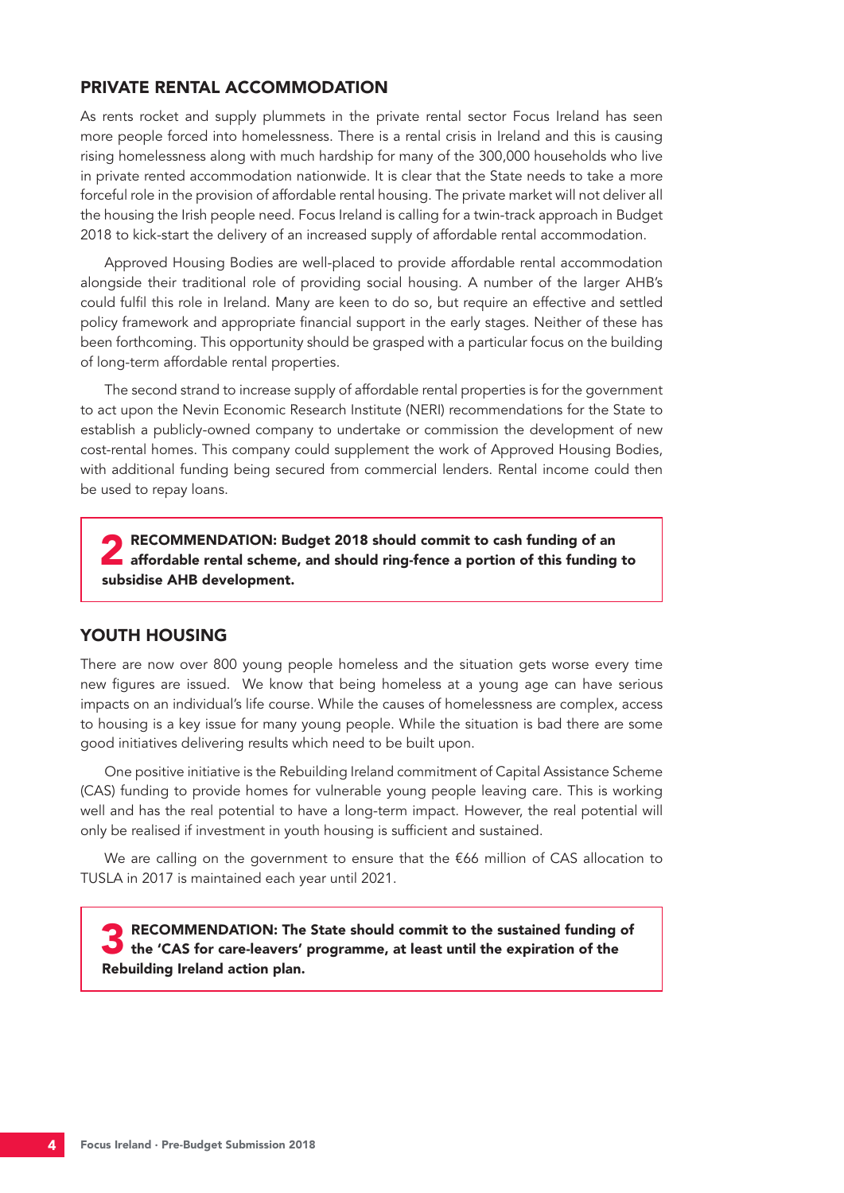## PRIVATE RENTAL ACCOMMODATION

As rents rocket and supply plummets in the private rental sector Focus Ireland has seen more people forced into homelessness. There is a rental crisis in Ireland and this is causing rising homelessness along with much hardship for many of the 300,000 households who live in private rented accommodation nationwide. It is clear that the State needs to take a more forceful role in the provision of affordable rental housing. The private market will not deliver all the housing the Irish people need. Focus Ireland is calling for a twin-track approach in Budget 2018 to kick-start the delivery of an increased supply of affordable rental accommodation.

Approved Housing Bodies are well-placed to provide affordable rental accommodation alongside their traditional role of providing social housing. A number of the larger AHB's could fulfil this role in Ireland. Many are keen to do so, but require an effective and settled policy framework and appropriate financial support in the early stages. Neither of these has been forthcoming. This opportunity should be grasped with a particular focus on the building of long-term affordable rental properties.

The second strand to increase supply of affordable rental properties is for the government to act upon the Nevin Economic Research Institute (NERI) recommendations for the State to establish a publicly-owned company to undertake or commission the development of new cost-rental homes. This company could supplement the work of Approved Housing Bodies, with additional funding being secured from commercial lenders. Rental income could then be used to repay loans.

> **2 RECOMMENDATION: Budget 2018 should commit to cash funding of an affordable rental scheme, and should ring-fence a portion of this funding to subsidise AHB development.**

## YOUTH HOUSING

There are now over 800 young people homeless and the situation gets worse every time new figures are issued. We know that being homeless at a young age can have serious impacts on an individual's life course. While the causes of homelessness are complex, access to housing is a key issue for many young people. While the situation is bad there are some good initiatives delivering results which need to be built upon.

One positive initiative is the Rebuilding Ireland commitment of Capital Assistance Scheme (CAS) funding to provide homes for vulnerable young people leaving care. This is working well and has the real potential to have a long-term impact. However, the real potential will only be realised if investment in youth housing is sufficient and sustained.

We are calling on the government to ensure that the €66 million of CAS allocation to TUSLA in 2017 is maintained each year until 2021.

> **3 RECOMMENDATION: The State should commit to the sustained funding of the 'CAS for care-leavers' programme, at least until the expiration of the Rebuilding Ireland action plan.**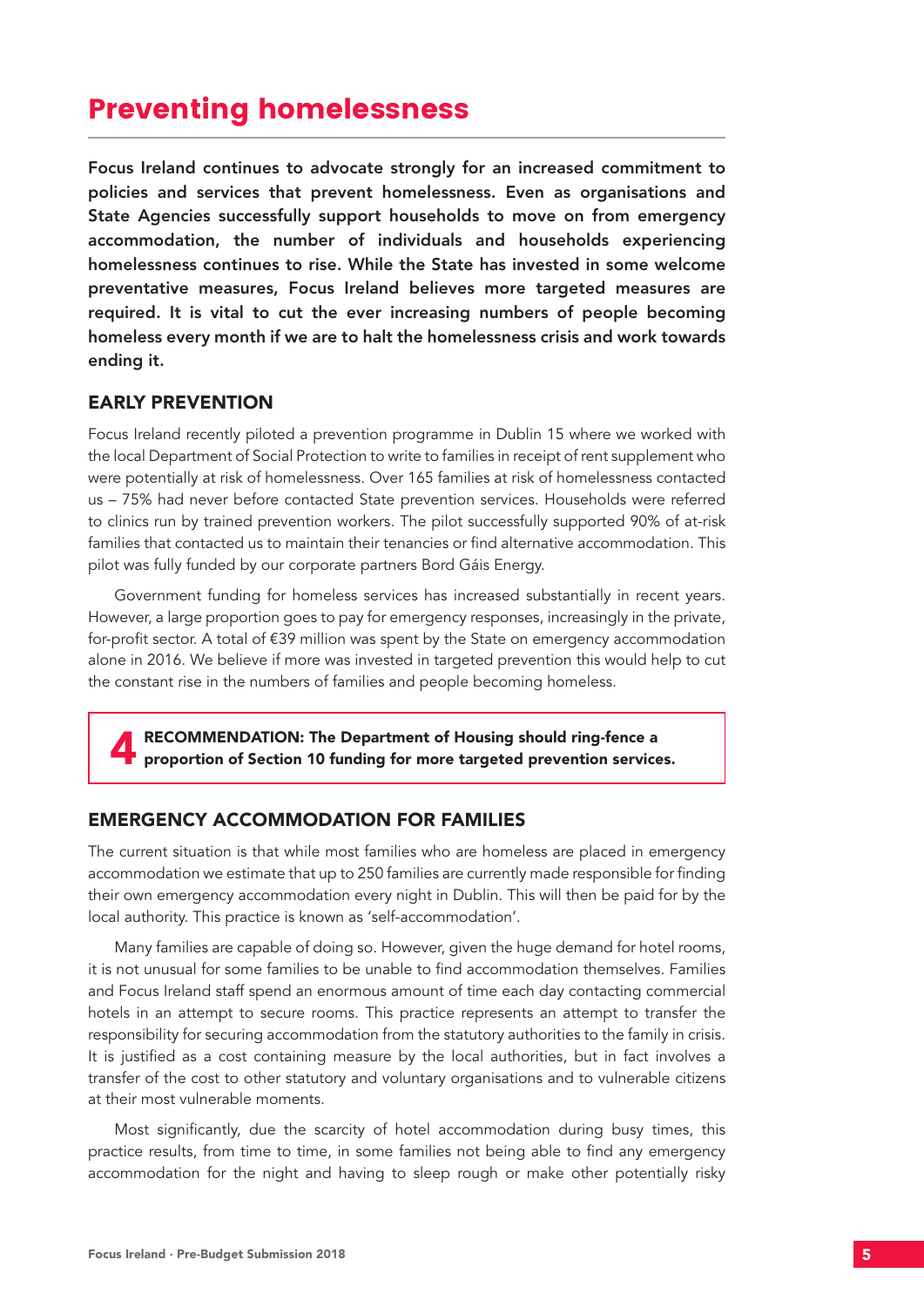# Preventing homelessness

**Focus Ireland continues to advocate strongly for an increased commitment to policies and services that prevent homelessness. Even as organisations and State Agencies successfully support households to move on from emergency accommodation, the number of individuals and households experiencing homelessness continues to rise. While the State has invested in some welcome preventative measures, Focus Ireland believes more targeted measures are required. It is vital to cut the ever increasing numbers of people becoming homeless every month if we are to halt the homelessness crisis and work towards ending it.**

## EARLY PREVENTION

Focus Ireland recently piloted a prevention programme in Dublin 15 where we worked with the local Department of Social Protection to write to families in receipt of rent supplement who were potentially at risk of homelessness. Over 165 families at risk of homelessness contacted us – 75% had never before contacted State prevention services. Households were referred to clinics run by trained prevention workers. The pilot successfully supported 90% of at-risk families that contacted us to maintain their tenancies or find alternative accommodation. This pilot was fully funded by our corporate partners Bord Gáis Energy.

Government funding for homeless services has increased substantially in recent years. However, a large proportion goes to pay for emergency responses, increasingly in the private, for-profit sector. A total of €39 million was spent by the State on emergency accommodation alone in 2016. We believe if more was invested in targeted prevention this would help to cut the constant rise in the numbers of families and people becoming homeless.

> **4 RECOMMENDATION: The Department of Housing should ring-fence a proportion of Section 10 funding for more targeted prevention services.**

## EMERGENCY ACCOMMODATION FOR FAMILIES

The current situation is that while most families who are homeless are placed in emergency accommodation we estimate that up to 250 families are currently made responsible for finding their own emergency accommodation every night in Dublin. This will then be paid for by the local authority. This practice is known as 'self-accommodation'.

Many families are capable of doing so. However, given the huge demand for hotel rooms, it is not unusual for some families to be unable to find accommodation themselves. Families and Focus Ireland staff spend an enormous amount of time each day contacting commercial hotels in an attempt to secure rooms. This practice represents an attempt to transfer the responsibility for securing accommodation from the statutory authorities to the family in crisis. It is justified as a cost containing measure by the local authorities, but in fact involves a transfer of the cost to other statutory and voluntary organisations and to vulnerable citizens at their most vulnerable moments.

Most significantly, due the scarcity of hotel accommodation during busy times, this practice results, from time to time, in some families not being able to find any emergency accommodation for the night and having to sleep rough or make other potentially risky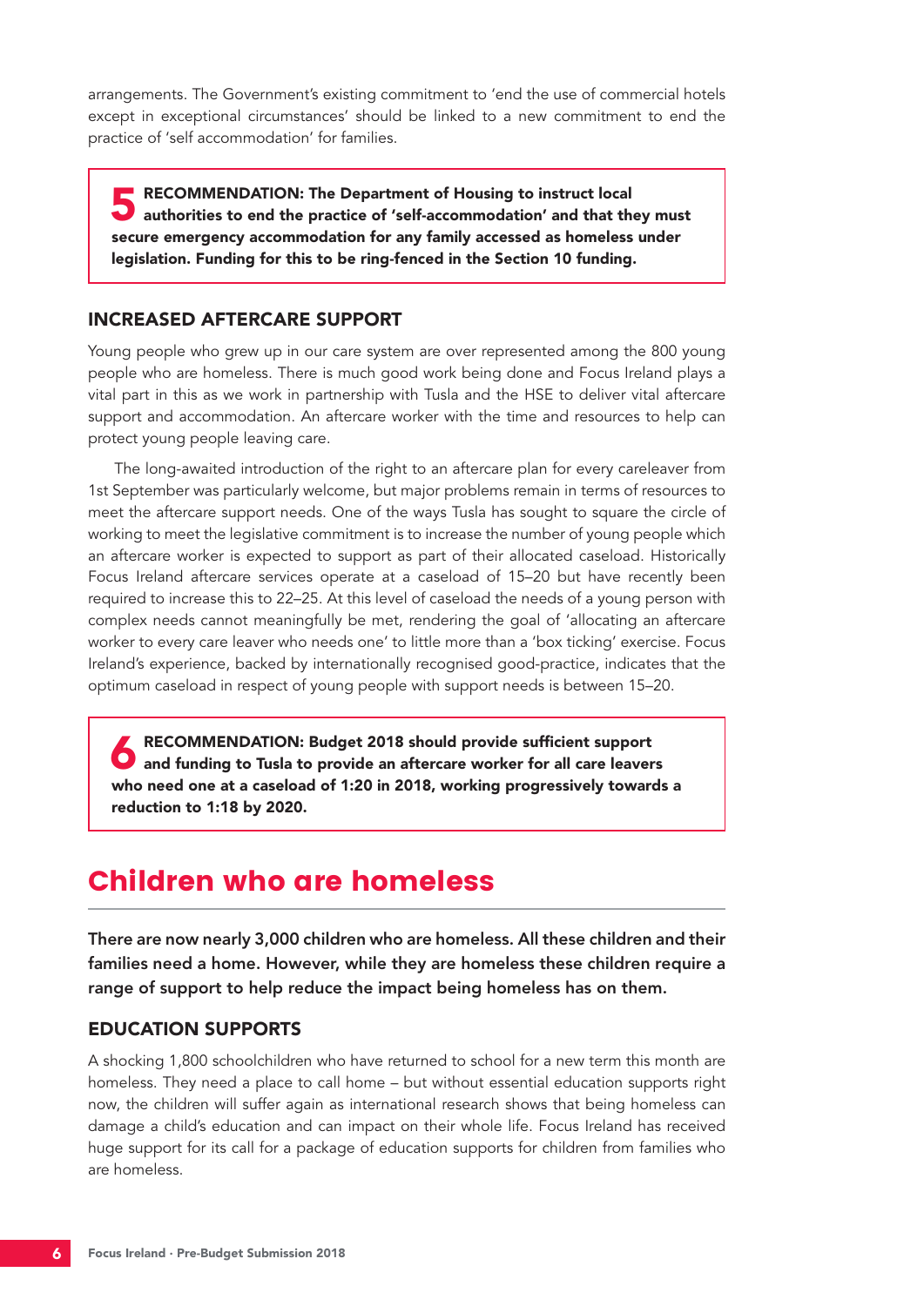arrangements. The Government's existing commitment to 'end the use of commercial hotels except in exceptional circumstances' should be linked to a new commitment to end the practice of 'self accommodation' for families.

> **5 RECOMMENDATION: The Department of Housing to instruct local authorities to end the practice of 'self-accommodation' and that they must secure emergency accommodation for any family accessed as homeless under legislation. Funding for this to be ring-fenced in the Section 10 funding.**

### INCREASED AFTERCARE SUPPORT

Young people who grew up in our care system are over represented among the 800 young people who are homeless. There is much good work being done and Focus Ireland plays a vital part in this as we work in partnership with Tusla and the HSE to deliver vital aftercare support and accommodation. An aftercare worker with the time and resources to help can protect young people leaving care.

The long-awaited introduction of the right to an aftercare plan for every careleaver from 1st September was particularly welcome, but major problems remain in terms of resources to meet the aftercare support needs. One of the ways Tusla has sought to square the circle of working to meet the legislative commitment is to increase the number of young people which an aftercare worker is expected to support as part of their allocated caseload. Historically Focus Ireland aftercare services operate at a caseload of 15–20 but have recently been required to increase this to 22–25. At this level of caseload the needs of a young person with complex needs cannot meaningfully be met, rendering the goal of 'allocating an aftercare worker to every care leaver who needs one' to little more than a 'box ticking' exercise. Focus Ireland's experience, backed by internationally recognised good-practice, indicates that the optimum caseload in respect of young people with support needs is between 15–20.

> **6 RECOMMENDATION: Budget 2018 should provide sufficient support and funding to Tusla to provide an aftercare worker for all care leavers who need one at a caseload of 1:20 in 2018, working progressively towards a reduction to 1:18 by 2020.**

## Children who are homeless

**There are now nearly 3,000 children who are homeless. All these children and their families need a home. However, while they are homeless these children require a range of support to help reduce the impact being homeless has on them.**

### EDUCATION SUPPORTS

A shocking 1,800 schoolchildren who have returned to school for a new term this month are homeless. They need a place to call home – but without essential education supports right now, the children will suffer again as international research shows that being homeless can damage a child's education and can impact on their whole life. Focus Ireland has received huge support for its call for a package of education supports for children from families who are homeless.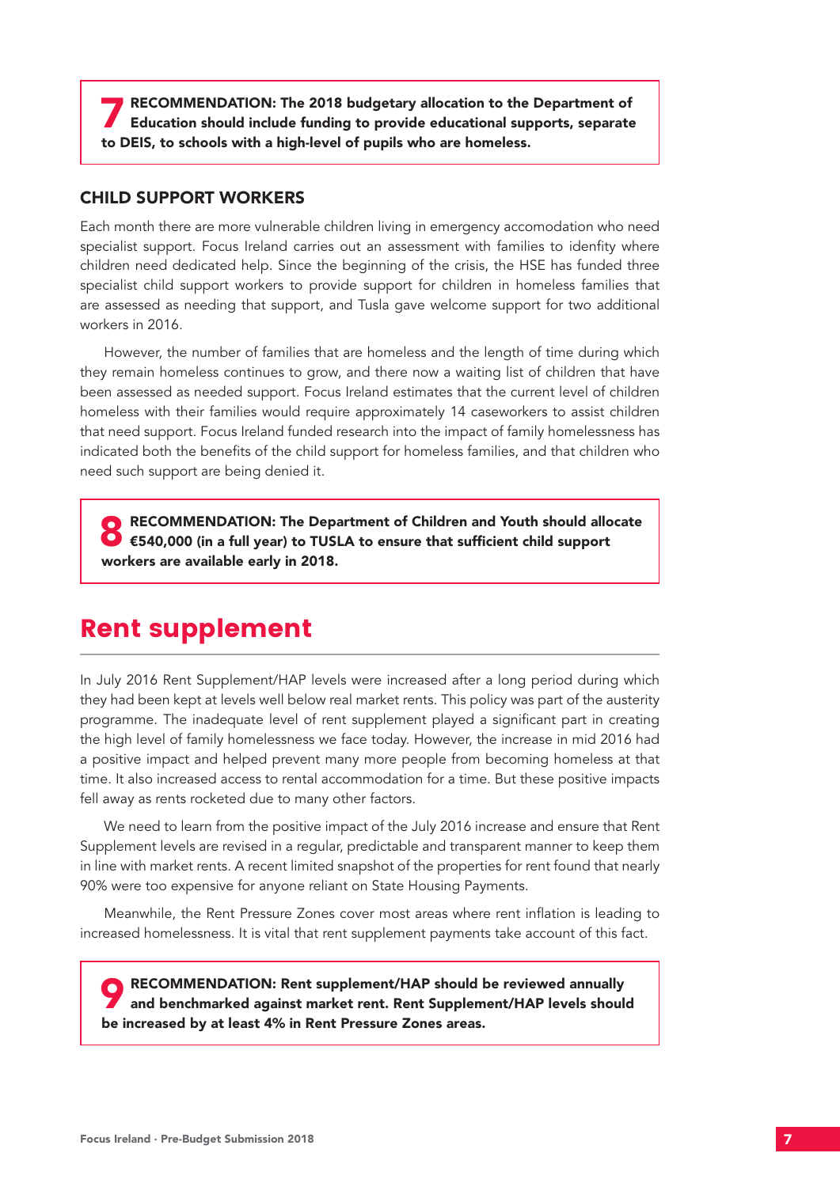**7 RECOMMENDATION: The 2018 budgetary allocation to the Department of Education should include funding to provide educational supports, separate to DEIS, to schools with a high-level of pupils who are homeless.**

### CHILD SUPPORT WORKERS

Each month there are more vulnerable children living in emergency accomodation who need specialist support. Focus Ireland carries out an assessment with families to idenfity where children need dedicated help. Since the beginning of the crisis, the HSE has funded three specialist child support workers to provide support for children in homeless families that are assessed as needing that support, and Tusla gave welcome support for two additional workers in 2016.

However, the number of families that are homeless and the length of time during which they remain homeless continues to grow, and there now a waiting list of children that have been assessed as needed support. Focus Ireland estimates that the current level of children homeless with their families would require approximately 14 caseworkers to assist children that need support. Focus Ireland funded research into the impact of family homelessness has indicated both the benefits of the child support for homeless families, and that children who need such support are being denied it.

**8 RECOMMENDATION: The Department of Children and Youth should allocate €540,000 (in a full year) to TUSLA to ensure that sufficient child support workers are available early in 2018.**

## Rent supplement

In July 2016 Rent Supplement/HAP levels were increased after a long period during which they had been kept at levels well below real market rents. This policy was part of the austerity programme. The inadequate level of rent supplement played a significant part in creating the high level of family homelessness we face today. However, the increase in mid 2016 had a positive impact and helped prevent many more people from becoming homeless at that time. It also increased access to rental accommodation for a time. But these positive impacts fell away as rents rocketed due to many other factors.

We need to learn from the positive impact of the July 2016 increase and ensure that Rent Supplement levels are revised in a regular, predictable and transparent manner to keep them in line with market rents. A recent limited snapshot of the properties for rent found that nearly 90% were too expensive for anyone reliant on State Housing Payments.

Meanwhile, the Rent Pressure Zones cover most areas where rent inflation is leading to increased homelessness. It is vital that rent supplement payments take account of this fact.

**9 RECOMMENDATION: Rent supplement/HAP should be reviewed annually and benchmarked against market rent. Rent Supplement/HAP levels should be increased by at least 4% in Rent Pressure Zones areas.**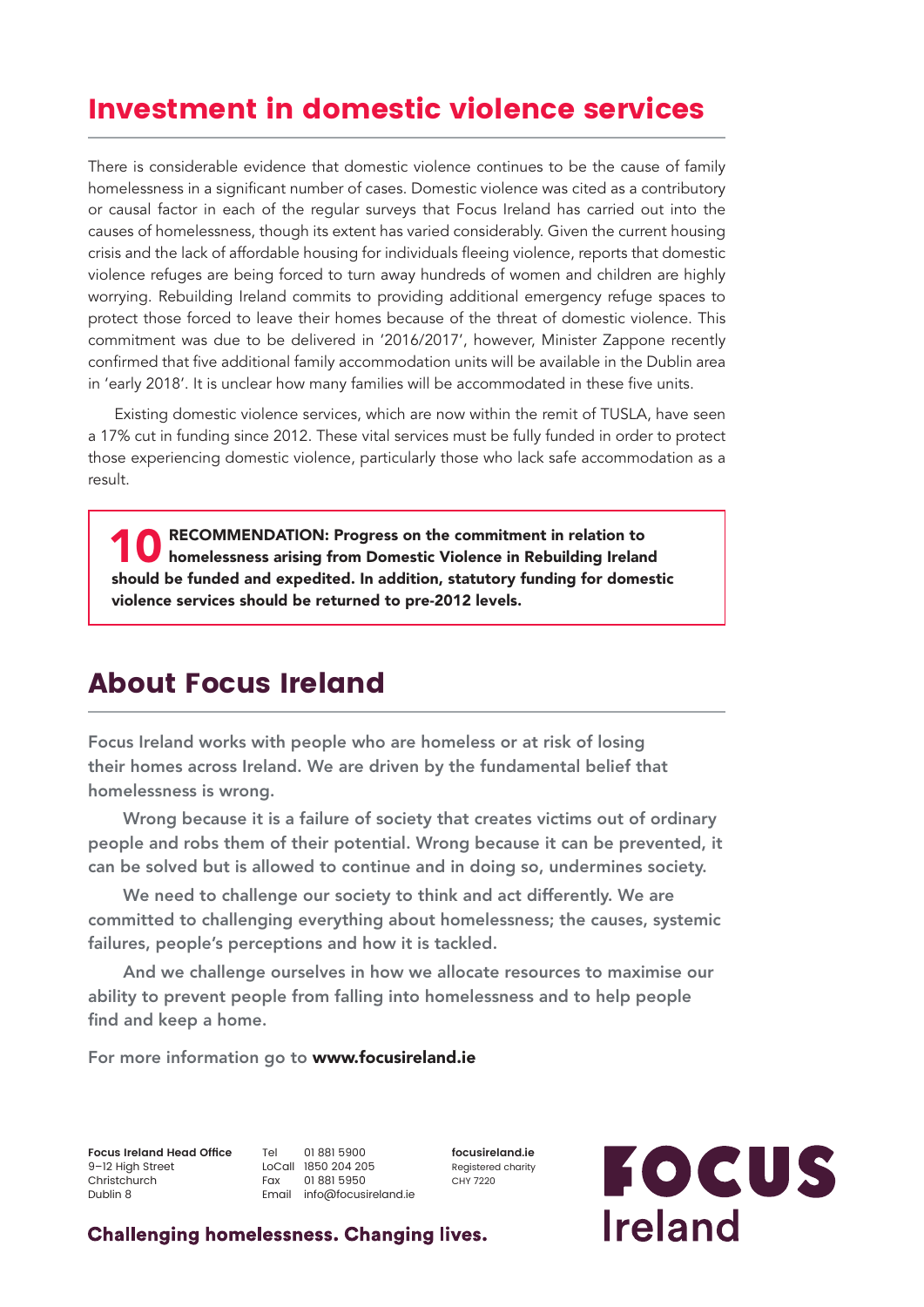## Investment in domestic violence services

There is considerable evidence that domestic violence continues to be the cause of family homelessness in a significant number of cases. Domestic violence was cited as a contributory or causal factor in each of the regular surveys that Focus Ireland has carried out into the causes of homelessness, though its extent has varied considerably. Given the current housing crisis and the lack of affordable housing for individuals fleeing violence, reports that domestic violence refuges are being forced to turn away hundreds of women and children are highly worrying. Rebuilding Ireland commits to providing additional emergency refuge spaces to protect those forced to leave their homes because of the threat of domestic violence. This commitment was due to be delivered in '2016/2017', however, Minister Zappone recently confirmed that five additional family accommodation units will be available in the Dublin area in 'early 2018'. It is unclear how many families will be accommodated in these five units.

Existing domestic violence services, which are now within the remit of TUSLA, have seen a 17% cut in funding since 2012. These vital services must be fully funded in order to protect those experiencing domestic violence, particularly those who lack safe accommodation as a result.

**10 RECOMMENDATION: Progress on the commitment in relation to homelessness arising from Domestic Violence in Rebuilding Ireland should be funded and expedited. In addition, statutory funding for domestic violence services should be returned to pre-2012 levels.**

## About Focus Ireland

Focus Ireland works with people who are homeless or at risk of losing their homes across Ireland. We are driven by the fundamental belief that homelessness is wrong.

Wrong because it is a failure of society that creates victims out of ordinary people and robs them of their potential. Wrong because it can be prevented, it can be solved but is allowed to continue and in doing so, undermines society.

We need to challenge our society to think and act differently. We are committed to challenging everything about homelessness; the causes, systemic failures, people's perceptions and how it is tackled.

And we challenge ourselves in how we allocate resources to maximise our ability to prevent people from falling into homelessness and to help people find and keep a home.

For more information go to **www.focusireland.ie**

**Focus Ireland Head Office**
9–12 High Street
Christchurch
Dublin 8

Tel 01 881 5900
LoCall 1850 204 205
Fax 01 881 5950
Email info@focusireland.ie

**focusireland.ie**
Registered charity
CHY 7220

FOCUS Ireland

**Challenging homelessness. Changing lives.**